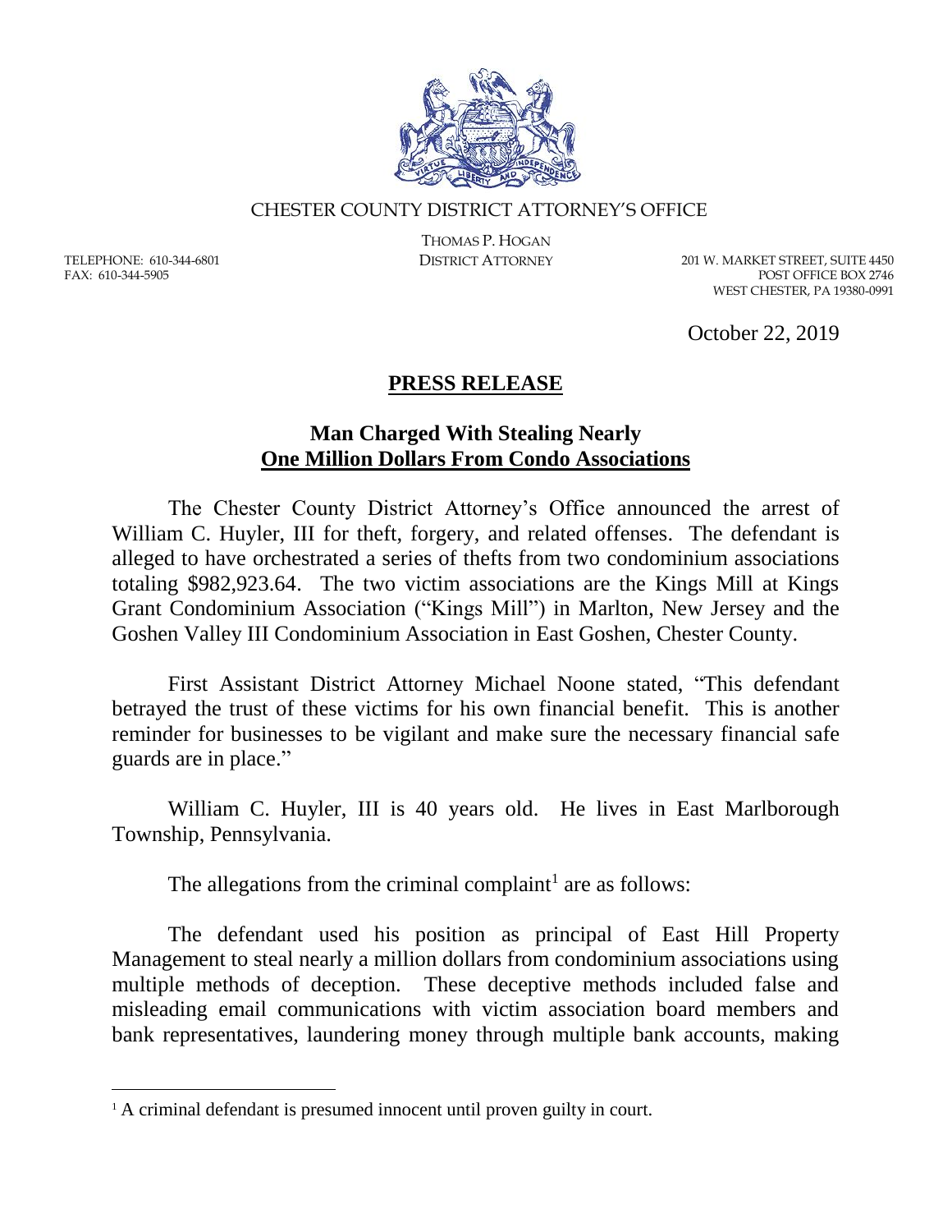CHESTER COUNTY DISTRICT ATTORNEY'S OFFICE

THOMAS P. HOGAN
DISTRICT ATTORNEY

TELEPHONE: 610-344-6801
FAX: 610-344-5905

201 W. MARKET STREET, SUITE 4450
POST OFFICE BOX 2746
WEST CHESTER, PA 19380-0991

October 22, 2019

# PRESS RELEASE

## Man Charged With Stealing Nearly One Million Dollars From Condo Associations

The Chester County District Attorney's Office announced the arrest of William C. Huyler, III for theft, forgery, and related offenses. The defendant is alleged to have orchestrated a series of thefts from two condominium associations totaling $982,923.64. The two victim associations are the Kings Mill at Kings Grant Condominium Association ("Kings Mill") in Marlton, New Jersey and the Goshen Valley III Condominium Association in East Goshen, Chester County.

First Assistant District Attorney Michael Noone stated, "This defendant betrayed the trust of these victims for his own financial benefit. This is another reminder for businesses to be vigilant and make sure the necessary financial safe guards are in place."

William C. Huyler, III is 40 years old. He lives in East Marlborough Township, Pennsylvania.

The allegations from the criminal complaint[1] are as follows:

The defendant used his position as principal of East Hill Property Management to steal nearly a million dollars from condominium associations using multiple methods of deception. These deceptive methods included false and misleading email communications with victim association board members and bank representatives, laundering money through multiple bank accounts, making

[1] A criminal defendant is presumed innocent until proven guilty in court.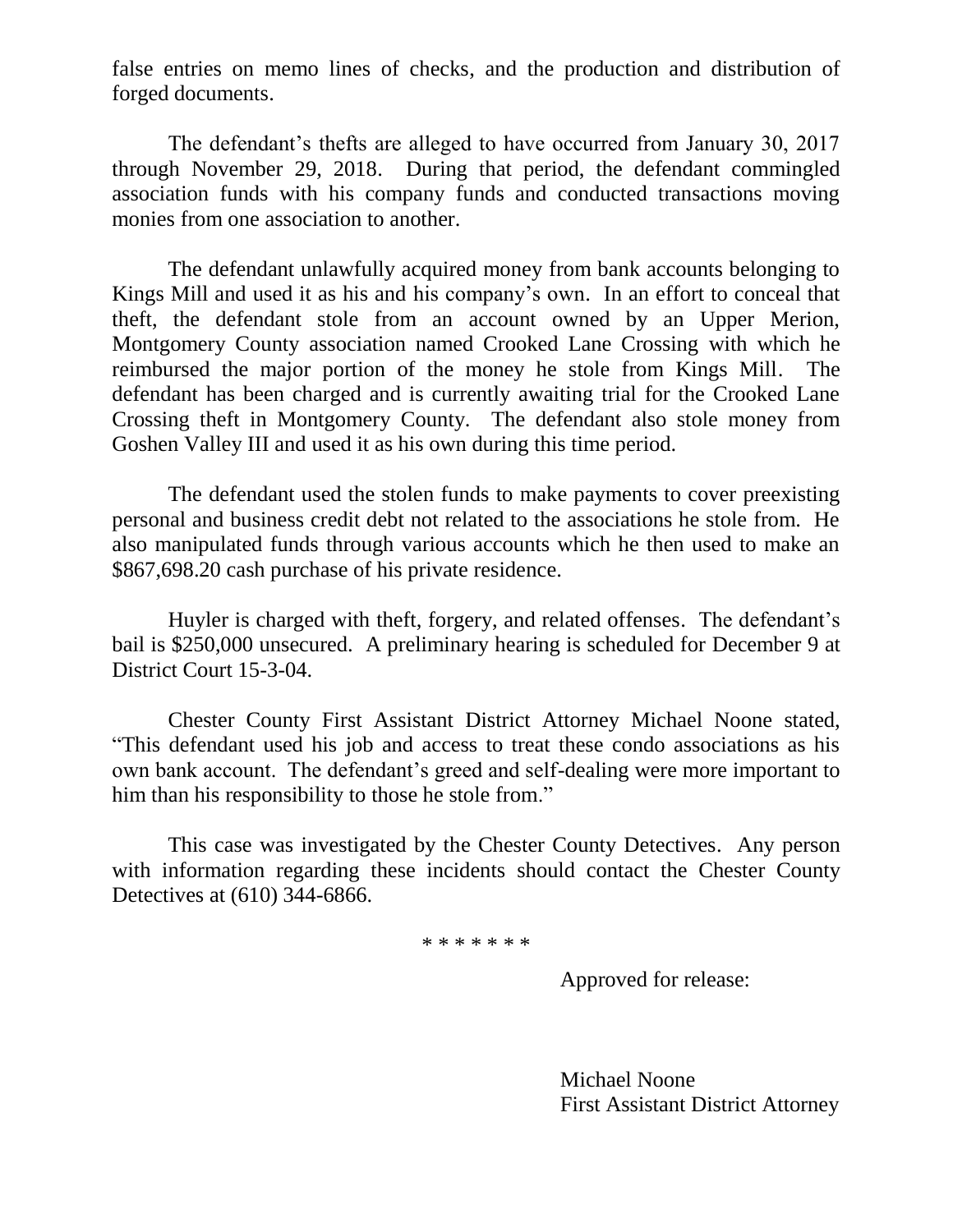false entries on memo lines of checks, and the production and distribution of forged documents.

The defendant's thefts are alleged to have occurred from January 30, 2017 through November 29, 2018. During that period, the defendant commingled association funds with his company funds and conducted transactions moving monies from one association to another.

The defendant unlawfully acquired money from bank accounts belonging to Kings Mill and used it as his and his company's own. In an effort to conceal that theft, the defendant stole from an account owned by an Upper Merion, Montgomery County association named Crooked Lane Crossing with which he reimbursed the major portion of the money he stole from Kings Mill. The defendant has been charged and is currently awaiting trial for the Crooked Lane Crossing theft in Montgomery County. The defendant also stole money from Goshen Valley III and used it as his own during this time period.

The defendant used the stolen funds to make payments to cover preexisting personal and business credit debt not related to the associations he stole from. He also manipulated funds through various accounts which he then used to make an $867,698.20 cash purchase of his private residence.

Huyler is charged with theft, forgery, and related offenses. The defendant's bail is $250,000 unsecured. A preliminary hearing is scheduled for December 9 at District Court 15-3-04.

Chester County First Assistant District Attorney Michael Noone stated, "This defendant used his job and access to treat these condo associations as his own bank account. The defendant's greed and self-dealing were more important to him than his responsibility to those he stole from."

This case was investigated by the Chester County Detectives. Any person with information regarding these incidents should contact the Chester County Detectives at (610) 344-6866.

\* \* \* \* \* \* \*

Approved for release:

Michael Noone
First Assistant District Attorney